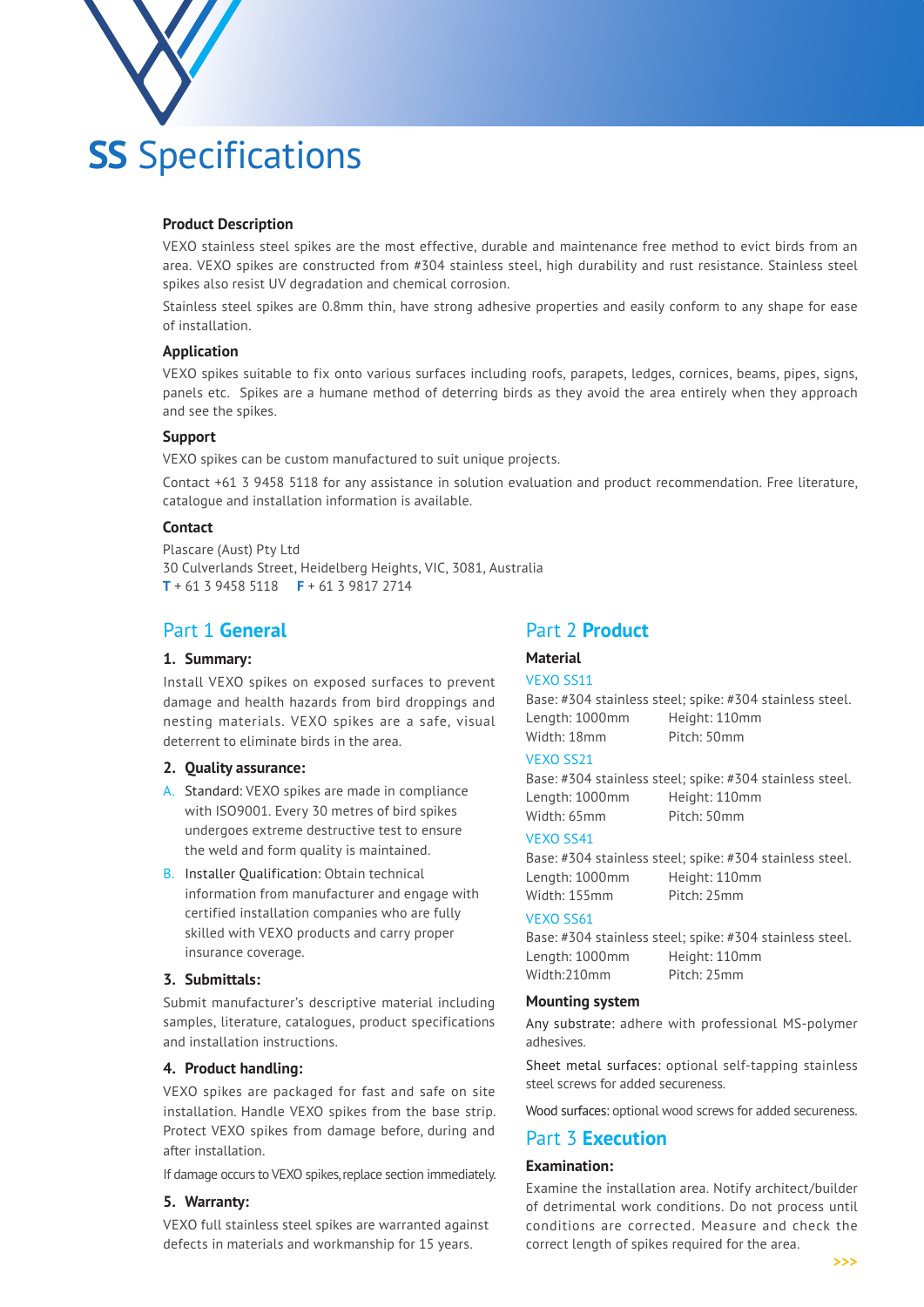# **SS** Specifications

### Product Description

VEXO stainless steel spikes are the most effective, durable and maintenance free method to evict birds from an area. VEXO spikes are constructed from #304 stainless steel, high durability and rust resistance. Stainless steel spikes also resist UV degradation and chemical corrosion.

Stainless steel spikes are 0.8mm thin, have strong adhesive properties and easily conform to any shape for ease of installation.

### Application

VEXO spikes suitable to fix onto various surfaces including roofs, parapets, ledges, cornices, beams, pipes, signs, panels etc. Spikes are a humane method of deterring birds as they avoid the area entirely when they approach and see the spikes.

### Support

VEXO spikes can be custom manufactured to suit unique projects.

Contact +61 3 9458 5118 for any assistance in solution evaluation and product recommendation. Free literature, catalogue and installation information is available.

### Contact

Plascare (Aust) Pty Ltd
30 Culverlands Street, Heidelberg Heights, VIC, 3081, Australia
**T** + 61 3 9458 5118 **F** + 61 3 9817 2714

## Part 1 **General**

### 1. Summary:

Install VEXO spikes on exposed surfaces to prevent damage and health hazards from bird droppings and nesting materials. VEXO spikes are a safe, visual deterrent to eliminate birds in the area.

### 2. Quality assurance:

A. Standard: VEXO spikes are made in compliance with ISO9001. Every 30 metres of bird spikes undergoes extreme destructive test to ensure the weld and form quality is maintained.

B. Installer Qualification: Obtain technical information from manufacturer and engage with certified installation companies who are fully skilled with VEXO products and carry proper insurance coverage.

### 3. Submittals:

Submit manufacturer's descriptive material including samples, literature, catalogues, product specifications and installation instructions.

### 4. Product handling:

VEXO spikes are packaged for fast and safe on site installation. Handle VEXO spikes from the base strip. Protect VEXO spikes from damage before, during and after installation.

If damage occurs to VEXO spikes, replace section immediately.

### 5. Warranty:

VEXO full stainless steel spikes are warranted against defects in materials and workmanship for 15 years.

## Part 2 **Product**

### Material

**VEXO SS11**

Base: #304 stainless steel; spike: #304 stainless steel.
Length: 1000mm Height: 110mm
Width: 18mm Pitch: 50mm

**VEXO SS21**

Base: #304 stainless steel; spike: #304 stainless steel.
Length: 1000mm Height: 110mm
Width: 65mm Pitch: 50mm

**VEXO SS41**

Base: #304 stainless steel; spike: #304 stainless steel.
Length: 1000mm Height: 110mm
Width: 155mm Pitch: 25mm

**VEXO SS61**

Base: #304 stainless steel; spike: #304 stainless steel.
Length: 1000mm Height: 110mm
Width:210mm Pitch: 25mm

### Mounting system

Any substrate: adhere with professional MS-polymer adhesives.

Sheet metal surfaces: optional self-tapping stainless steel screws for added secureness.

Wood surfaces: optional wood screws for added secureness.

## Part 3 **Execution**

### Examination:

Examine the installation area. Notify architect/builder of detrimental work conditions. Do not process until conditions are corrected. Measure and check the correct length of spikes required for the area.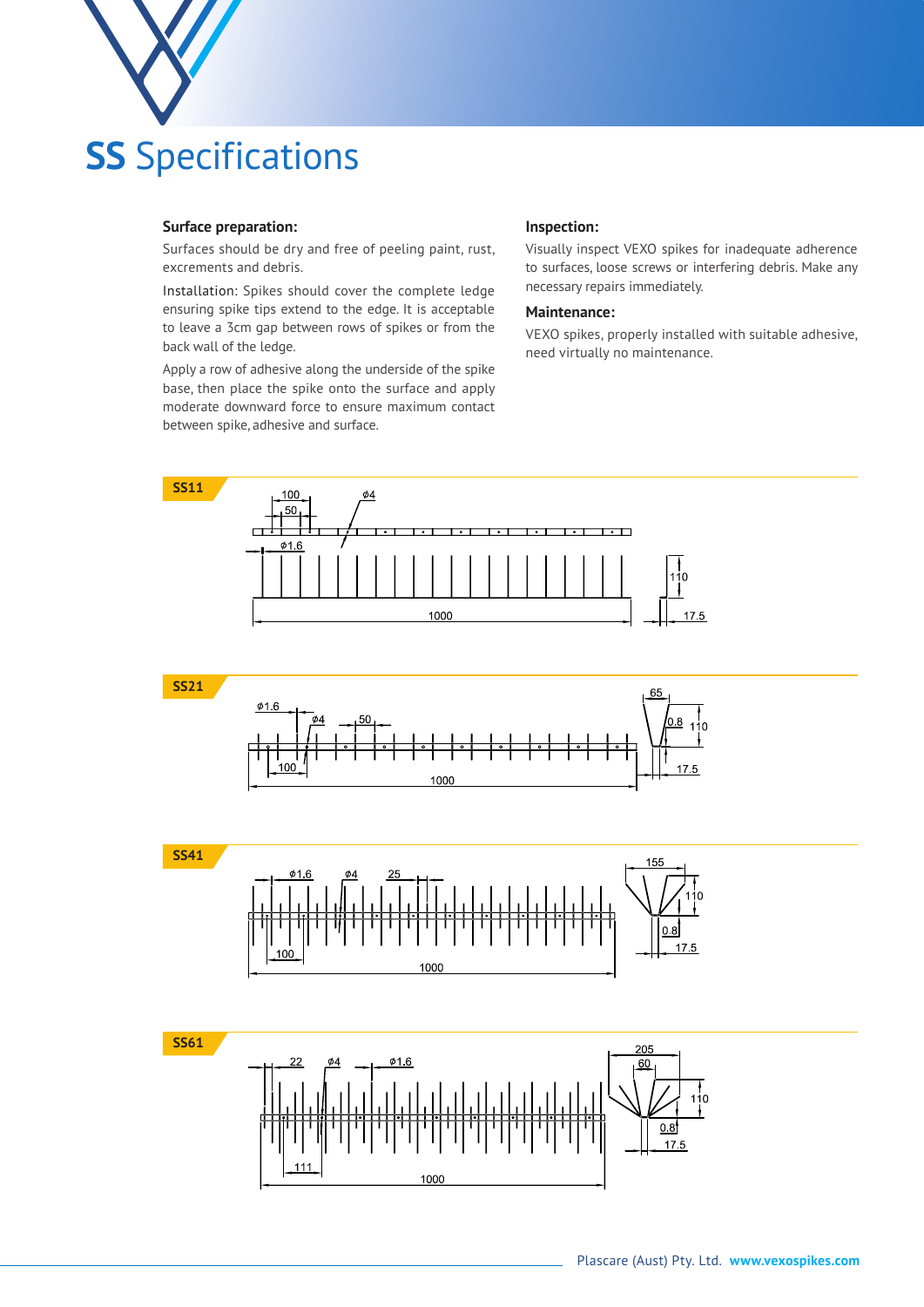# SS Specifications

### Surface preparation:

Surfaces should be dry and free of peeling paint, rust, excrements and debris.

Installation: Spikes should cover the complete ledge ensuring spike tips extend to the edge. It is acceptable to leave a 3cm gap between rows of spikes or from the back wall of the ledge.

Apply a row of adhesive along the underside of the spike base, then place the spike onto the surface and apply moderate downward force to ensure maximum contact between spike, adhesive and surface.

### Inspection:

Visually inspect VEXO spikes for inadequate adherence to surfaces, loose screws or interfering debris. Make any necessary repairs immediately.

### Maintenance:

VEXO spikes, properly installed with suitable adhesive, need virtually no maintenance.

**SS11**

100
50
ø4
ø1.6
110
1000
17.5

**SS21**

ø1.6
ø4
50
100
1000
65
0.8
110
17.5

**SS41**

ø1.6
ø4
25
100
1000
155
110
0.8
17.5

**SS61**

22
ø4
ø1.6
111
1000
205
60
110
0.8
17.5

Plascare (Aust) Pty. Ltd. **www.vexospikes.com**